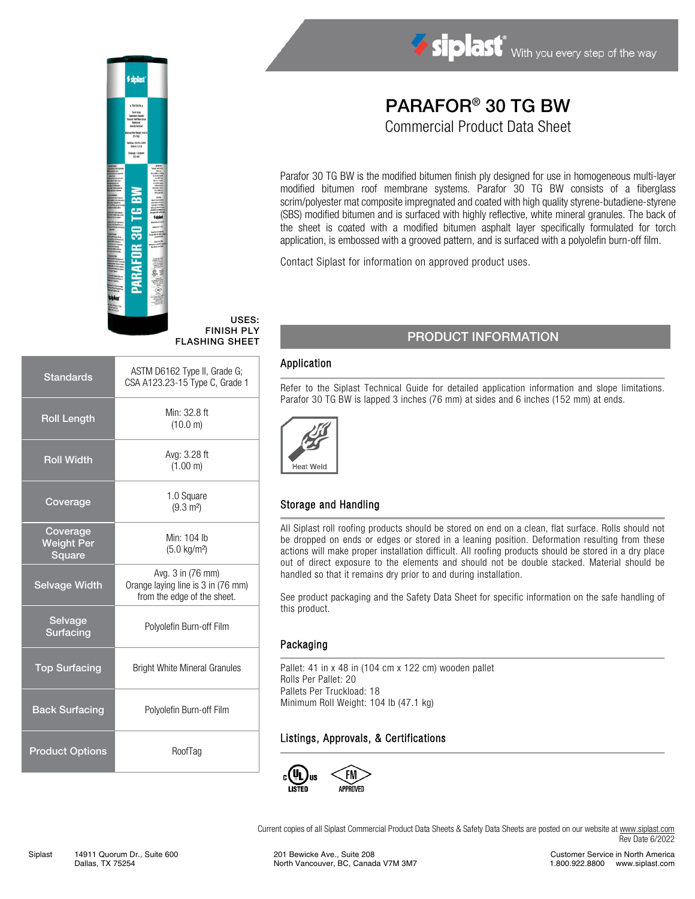siplast® With you every step of the way

# PARAFOR® 30 TG BW

## Commercial Product Data Sheet

Parafor 30 TG BW is the modified bitumen finish ply designed for use in homogeneous multi-layer modified bitumen roof membrane systems. Parafor 30 TG BW consists of a fiberglass scrim/polyester mat composite impregnated and coated with high quality styrene-butadiene-styrene (SBS) modified bitumen and is surfaced with highly reflective, white mineral granules. The back of the sheet is coated with a modified bitumen asphalt layer specifically formulated for torch application, is embossed with a grooved pattern, and is surfaced with a polyolefin burn-off film.

Contact Siplast for information on approved product uses.

**USES:**
**FINISH PLY**
**FLASHING SHEET**

| | |
|---|---|
| **Standards** | ASTM D6162 Type II, Grade G; CSA A123.23-15 Type C, Grade 1 |
| **Roll Length** | Min: 32.8 ft (10.0 m) |
| **Roll Width** | Avg: 3.28 ft (1.00 m) |
| **Coverage** | 1.0 Square (9.3 m²) |
| **Coverage Weight Per Square** | Min: 104 lb (5.0 kg/m²) |
| **Selvage Width** | Avg. 3 in (76 mm) Orange laying line is 3 in (76 mm) from the edge of the sheet. |
| **Selvage Surfacing** | Polyolefin Burn-off Film |
| **Top Surfacing** | Bright White Mineral Granules |
| **Back Surfacing** | Polyolefin Burn-off Film |
| **Product Options** | RoofTag |

## PRODUCT INFORMATION

### Application

Refer to the Siplast Technical Guide for detailed application information and slope limitations. Parafor 30 TG BW is lapped 3 inches (76 mm) at sides and 6 inches (152 mm) at ends.

Heat Weld

### Storage and Handling

All Siplast roll roofing products should be stored on end on a clean, flat surface. Rolls should not be dropped on ends or edges or stored in a leaning position. Deformation resulting from these actions will make proper installation difficult. All roofing products should be stored in a dry place out of direct exposure to the elements and should not be double stacked. Material should be handled so that it remains dry prior to and during installation.

See product packaging and the Safety Data Sheet for specific information on the safe handling of this product.

### Packaging

Pallet: 41 in x 48 in (104 cm x 122 cm) wooden pallet
Rolls Per Pallet: 20
Pallets Per Truckload: 18
Minimum Roll Weight: 104 lb (47.1 kg)

### Listings, Approvals, & Certifications

c UL us LISTED   FM APPROVED

Current copies of all Siplast Commercial Product Data Sheets & Safety Data Sheets are posted on our website at www.siplast.com
Rev Date 6/2022

Siplast 14911 Quorum Dr., Suite 600 Dallas, TX 75254 | 201 Bewicke Ave., Suite 208 North Vancouver, BC, Canada V7M 3M7 | Customer Service in North America 1.800.922.8800 www.siplast.com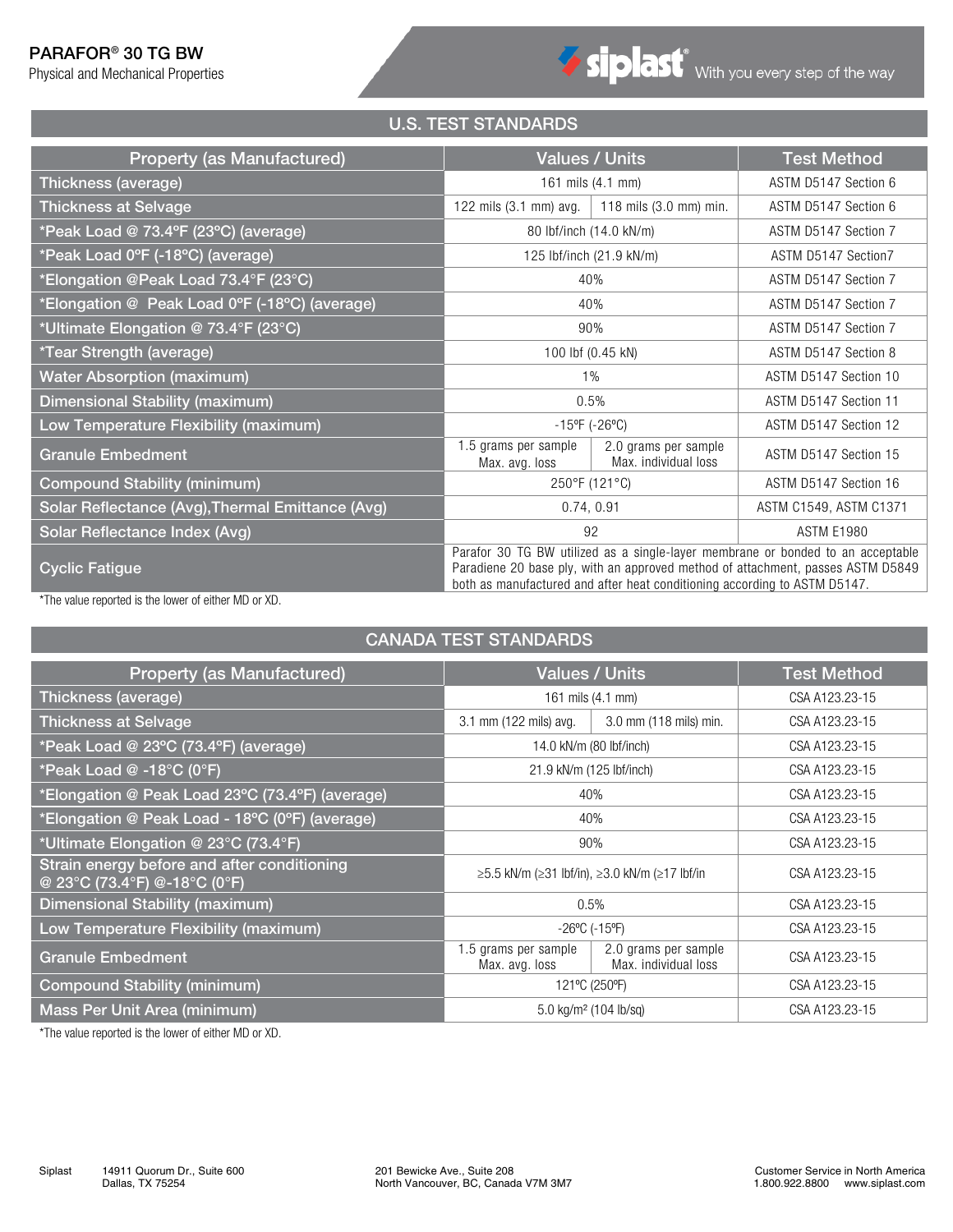# PARAFOR® 30 TG BW

Physical and Mechanical Properties

siplast® With you every step of the way

## U.S. TEST STANDARDS

| Property (as Manufactured) | Values / Units | | Test Method |
|---|---|---|---|
| Thickness (average) | 161 mils (4.1 mm) | | ASTM D5147 Section 6 |
| Thickness at Selvage | 122 mils (3.1 mm) avg. | 118 mils (3.0 mm) min. | ASTM D5147 Section 6 |
| *Peak Load @ 73.4ºF (23ºC) (average) | 80 lbf/inch (14.0 kN/m) | | ASTM D5147 Section 7 |
| *Peak Load 0ºF (-18ºC) (average) | 125 lbf/inch (21.9 kN/m) | | ASTM D5147 Section7 |
| *Elongation @Peak Load 73.4°F (23°C) | 40% | | ASTM D5147 Section 7 |
| *Elongation @ Peak Load 0ºF (-18ºC) (average) | 40% | | ASTM D5147 Section 7 |
| *Ultimate Elongation @ 73.4°F (23°C) | 90% | | ASTM D5147 Section 7 |
| *Tear Strength (average) | 100 lbf (0.45 kN) | | ASTM D5147 Section 8 |
| Water Absorption (maximum) | 1% | | ASTM D5147 Section 10 |
| Dimensional Stability (maximum) | 0.5% | | ASTM D5147 Section 11 |
| Low Temperature Flexibility (maximum) | -15ºF (-26ºC) | | ASTM D5147 Section 12 |
| Granule Embedment | 1.5 grams per sample Max. avg. loss | 2.0 grams per sample Max. individual loss | ASTM D5147 Section 15 |
| Compound Stability (minimum) | 250°F (121°C) | | ASTM D5147 Section 16 |
| Solar Reflectance (Avg),Thermal Emittance (Avg) | 0.74, 0.91 | | ASTM C1549, ASTM C1371 |
| Solar Reflectance Index (Avg) | 92 | | ASTM E1980 |
| Cyclic Fatigue | Parafor 30 TG BW utilized as a single-layer membrane or bonded to an acceptable Paradiene 20 base ply, with an approved method of attachment, passes ASTM D5849 both as manufactured and after heat conditioning according to ASTM D5147. | | |

*The value reported is the lower of either MD or XD.

## CANADA TEST STANDARDS

| Property (as Manufactured) | Values / Units | | Test Method |
|---|---|---|---|
| Thickness (average) | 161 mils (4.1 mm) | | CSA A123.23-15 |
| Thickness at Selvage | 3.1 mm (122 mils) avg. | 3.0 mm (118 mils) min. | CSA A123.23-15 |
| *Peak Load @ 23ºC (73.4ºF) (average) | 14.0 kN/m (80 lbf/inch) | | CSA A123.23-15 |
| *Peak Load @ -18°C (0°F) | 21.9 kN/m (125 lbf/inch) | | CSA A123.23-15 |
| *Elongation @ Peak Load 23ºC (73.4ºF) (average) | 40% | | CSA A123.23-15 |
| *Elongation @ Peak Load - 18ºC (0ºF) (average) | 40% | | CSA A123.23-15 |
| *Ultimate Elongation @ 23°C (73.4°F) | 90% | | CSA A123.23-15 |
| Strain energy before and after conditioning @ 23°C (73.4°F) @-18°C (0°F) | ≥5.5 kN/m (≥31 lbf/in), ≥3.0 kN/m (≥17 lbf/in | | CSA A123.23-15 |
| Dimensional Stability (maximum) | 0.5% | | CSA A123.23-15 |
| Low Temperature Flexibility (maximum) | -26ºC (-15ºF) | | CSA A123.23-15 |
| Granule Embedment | 1.5 grams per sample Max. avg. loss | 2.0 grams per sample Max. individual loss | CSA A123.23-15 |
| Compound Stability (minimum) | 121ºC (250ºF) | | CSA A123.23-15 |
| Mass Per Unit Area (minimum) | 5.0 kg/m² (104 lb/sq) | | CSA A123.23-15 |

*The value reported is the lower of either MD or XD.

Siplast 14911 Quorum Dr., Suite 600 Dallas, TX 75254

201 Bewicke Ave., Suite 208 North Vancouver, BC, Canada V7M 3M7

Customer Service in North America 1.800.922.8800 www.siplast.com